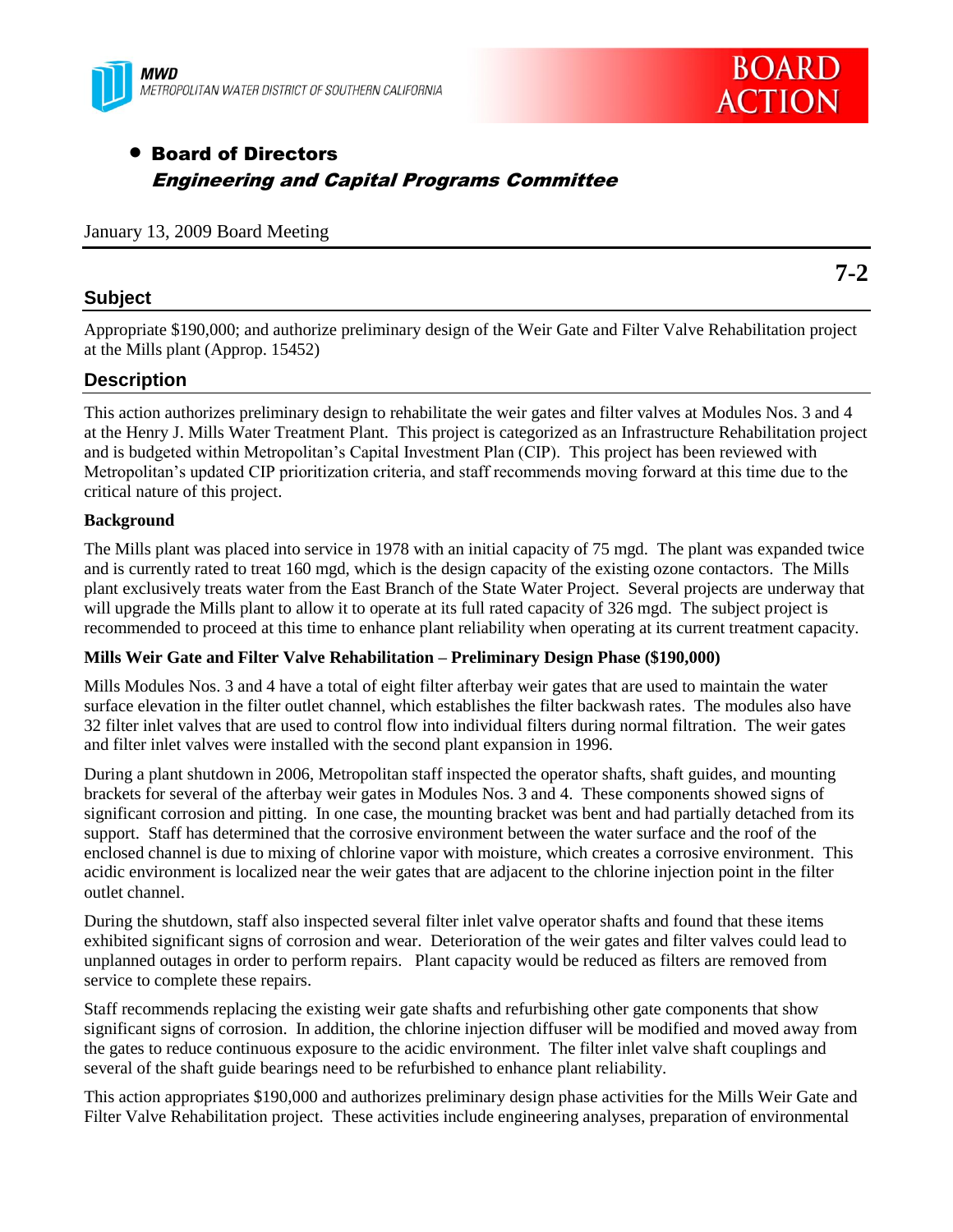MWD
METROPOLITAN WATER DISTRICT OF SOUTHERN CALIFORNIA

BOARD ACTION

- **Board of Directors**
  ***Engineering and Capital Programs Committee***

January 13, 2009 Board Meeting

**7-2**

## Subject

Appropriate $190,000; and authorize preliminary design of the Weir Gate and Filter Valve Rehabilitation project at the Mills plant (Approp. 15452)

## Description

This action authorizes preliminary design to rehabilitate the weir gates and filter valves at Modules Nos. 3 and 4 at the Henry J. Mills Water Treatment Plant. This project is categorized as an Infrastructure Rehabilitation project and is budgeted within Metropolitan's Capital Investment Plan (CIP). This project has been reviewed with Metropolitan's updated CIP prioritization criteria, and staff recommends moving forward at this time due to the critical nature of this project.

**Background**

The Mills plant was placed into service in 1978 with an initial capacity of 75 mgd. The plant was expanded twice and is currently rated to treat 160 mgd, which is the design capacity of the existing ozone contactors. The Mills plant exclusively treats water from the East Branch of the State Water Project. Several projects are underway that will upgrade the Mills plant to allow it to operate at its full rated capacity of 326 mgd. The subject project is recommended to proceed at this time to enhance plant reliability when operating at its current treatment capacity.

**Mills Weir Gate and Filter Valve Rehabilitation – Preliminary Design Phase ($190,000)**

Mills Modules Nos. 3 and 4 have a total of eight filter afterbay weir gates that are used to maintain the water surface elevation in the filter outlet channel, which establishes the filter backwash rates. The modules also have 32 filter inlet valves that are used to control flow into individual filters during normal filtration. The weir gates and filter inlet valves were installed with the second plant expansion in 1996.

During a plant shutdown in 2006, Metropolitan staff inspected the operator shafts, shaft guides, and mounting brackets for several of the afterbay weir gates in Modules Nos. 3 and 4. These components showed signs of significant corrosion and pitting. In one case, the mounting bracket was bent and had partially detached from its support. Staff has determined that the corrosive environment between the water surface and the roof of the enclosed channel is due to mixing of chlorine vapor with moisture, which creates a corrosive environment. This acidic environment is localized near the weir gates that are adjacent to the chlorine injection point in the filter outlet channel.

During the shutdown, staff also inspected several filter inlet valve operator shafts and found that these items exhibited significant signs of corrosion and wear. Deterioration of the weir gates and filter valves could lead to unplanned outages in order to perform repairs. Plant capacity would be reduced as filters are removed from service to complete these repairs.

Staff recommends replacing the existing weir gate shafts and refurbishing other gate components that show significant signs of corrosion. In addition, the chlorine injection diffuser will be modified and moved away from the gates to reduce continuous exposure to the acidic environment. The filter inlet valve shaft couplings and several of the shaft guide bearings need to be refurbished to enhance plant reliability.

This action appropriates $190,000 and authorizes preliminary design phase activities for the Mills Weir Gate and Filter Valve Rehabilitation project. These activities include engineering analyses, preparation of environmental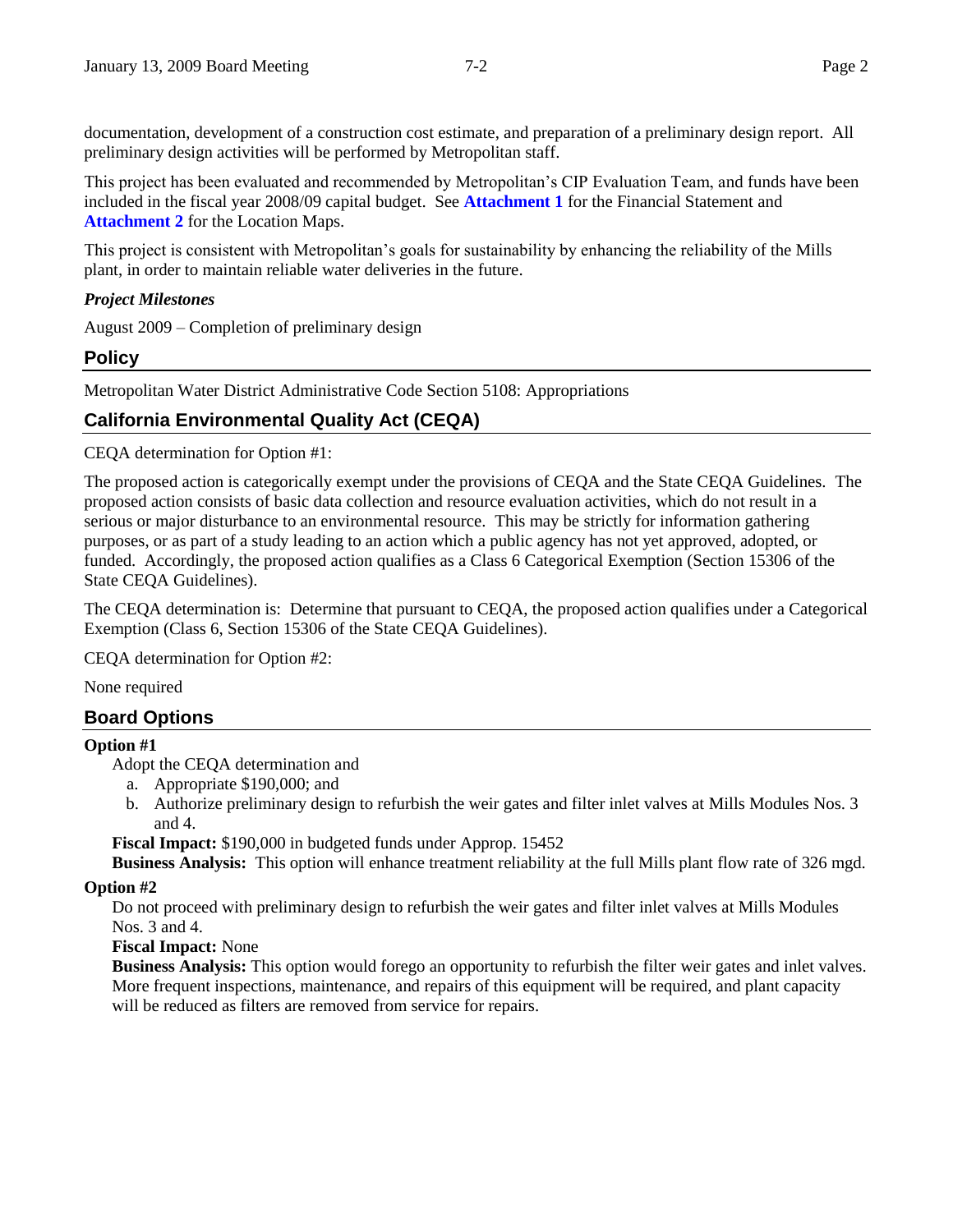documentation, development of a construction cost estimate, and preparation of a preliminary design report. All preliminary design activities will be performed by Metropolitan staff.

This project has been evaluated and recommended by Metropolitan's CIP Evaluation Team, and funds have been included in the fiscal year 2008/09 capital budget. See **Attachment 1** for the Financial Statement and **Attachment 2** for the Location Maps.

This project is consistent with Metropolitan's goals for sustainability by enhancing the reliability of the Mills plant, in order to maintain reliable water deliveries in the future.

***Project Milestones***

August 2009 – Completion of preliminary design

## Policy

Metropolitan Water District Administrative Code Section 5108: Appropriations

## California Environmental Quality Act (CEQA)

CEQA determination for Option #1:

The proposed action is categorically exempt under the provisions of CEQA and the State CEQA Guidelines. The proposed action consists of basic data collection and resource evaluation activities, which do not result in a serious or major disturbance to an environmental resource. This may be strictly for information gathering purposes, or as part of a study leading to an action which a public agency has not yet approved, adopted, or funded. Accordingly, the proposed action qualifies as a Class 6 Categorical Exemption (Section 15306 of the State CEQA Guidelines).

The CEQA determination is: Determine that pursuant to CEQA, the proposed action qualifies under a Categorical Exemption (Class 6, Section 15306 of the State CEQA Guidelines).

CEQA determination for Option #2:

None required

## Board Options

**Option #1**

Adopt the CEQA determination and

a. Appropriate $190,000; and
b. Authorize preliminary design to refurbish the weir gates and filter inlet valves at Mills Modules Nos. 3 and 4.

**Fiscal Impact:** $190,000 in budgeted funds under Approp. 15452

**Business Analysis:** This option will enhance treatment reliability at the full Mills plant flow rate of 326 mgd.

**Option #2**

Do not proceed with preliminary design to refurbish the weir gates and filter inlet valves at Mills Modules Nos. 3 and 4.

**Fiscal Impact:** None

**Business Analysis:** This option would forego an opportunity to refurbish the filter weir gates and inlet valves. More frequent inspections, maintenance, and repairs of this equipment will be required, and plant capacity will be reduced as filters are removed from service for repairs.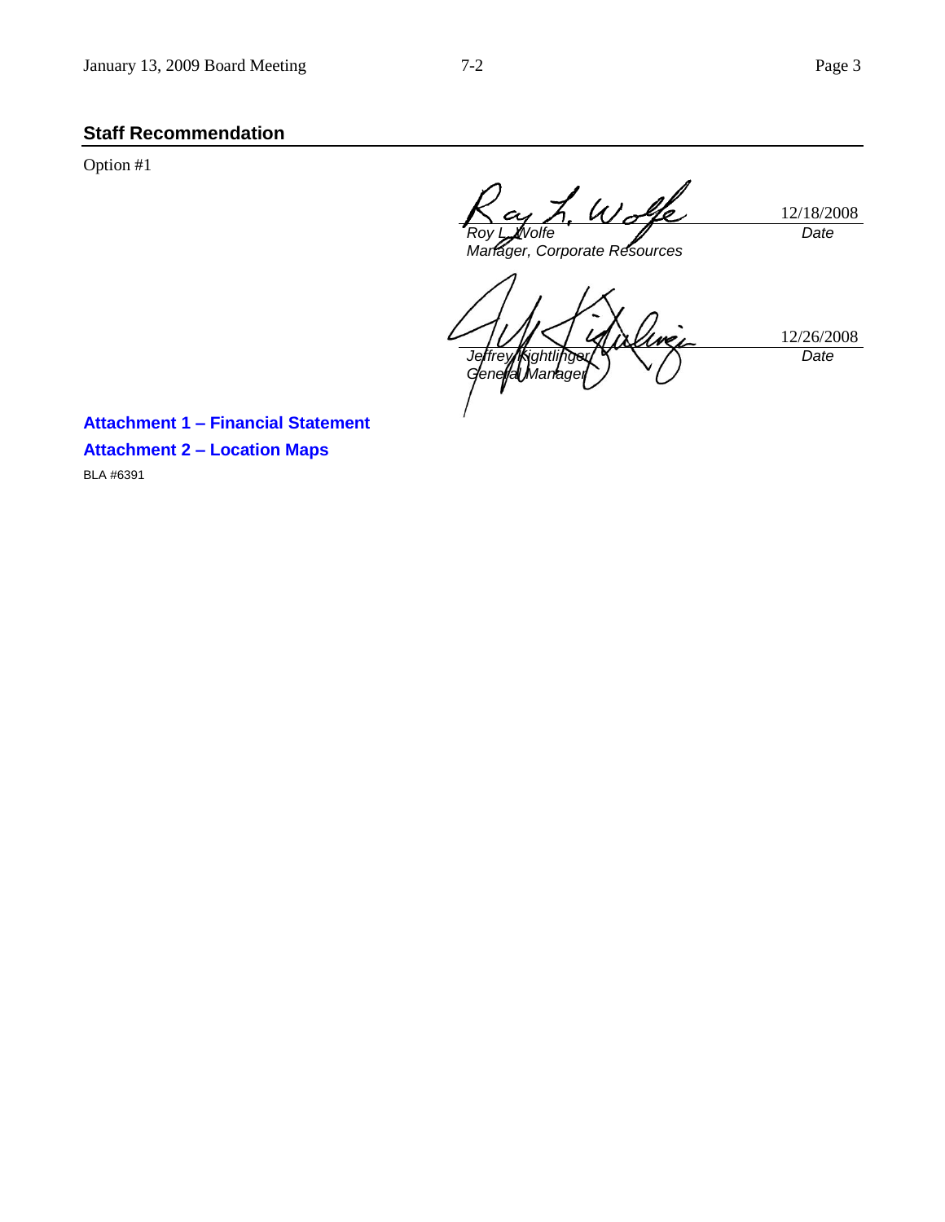## Staff Recommendation

Option #1

| | |
|---|---|
| *Roy L. Wolfe* | 12/18/2008 |
| *Manager, Corporate Resources* | *Date* |

| | |
|---|---|
| *Jeffrey Kightlinger* | 12/26/2008 |
| *General Manager* | *Date* |

**Attachment 1 – Financial Statement**

**Attachment 2 – Location Maps**

BLA #6391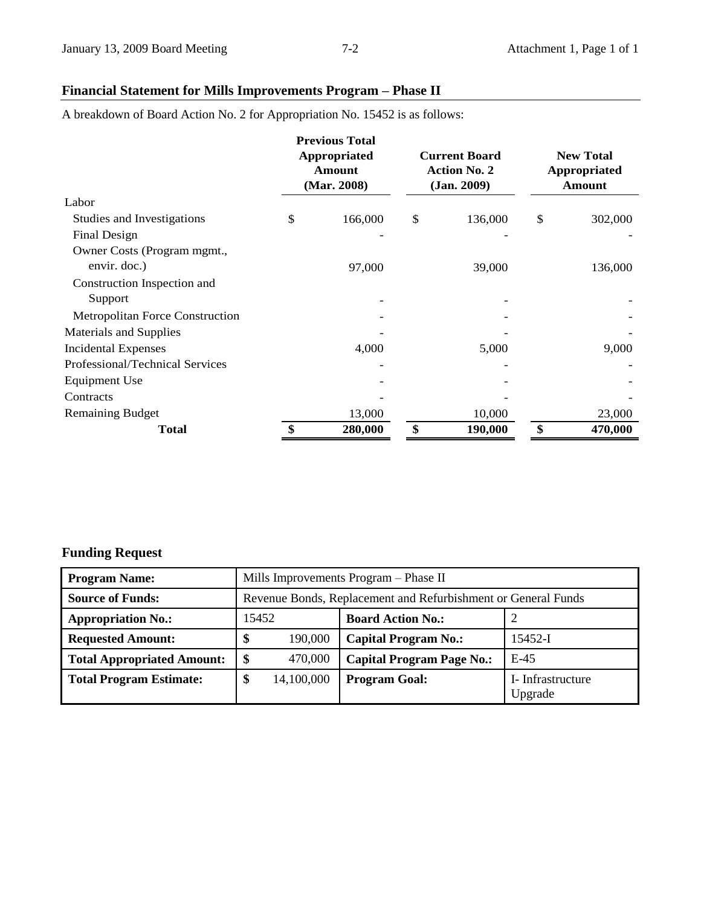## Financial Statement for Mills Improvements Program – Phase II

A breakdown of Board Action No. 2 for Appropriation No. 15452 is as follows:

| | Previous Total Appropriated Amount (Mar. 2008) | Current Board Action No. 2 (Jan. 2009) | New Total Appropriated Amount |
|---|---|---|---|
| Labor | | | |
| Studies and Investigations | $ 166,000 | $ 136,000 | $ 302,000 |
| Final Design | - | - | - |
| Owner Costs (Program mgmt., envir. doc.) | 97,000 | 39,000 | 136,000 |
| Construction Inspection and Support | - | - | - |
| Metropolitan Force Construction | - | - | - |
| Materials and Supplies | - | - | - |
| Incidental Expenses | 4,000 | 5,000 | 9,000 |
| Professional/Technical Services | - | - | - |
| Equipment Use | - | - | - |
| Contracts | - | - | - |
| Remaining Budget | 13,000 | 10,000 | 23,000 |
| **Total** | **$ 280,000** | **$ 190,000** | **$ 470,000** |

## Funding Request

| **Program Name:** | Mills Improvements Program – Phase II | | |
|---|---|---|---|
| **Source of Funds:** | Revenue Bonds, Replacement and Refurbishment or General Funds | | |
| **Appropriation No.:** | 15452 | **Board Action No.:** | 2 |
| **Requested Amount:** | **$** 190,000 | **Capital Program No.:** | 15452-I |
| **Total Appropriated Amount:** | **$** 470,000 | **Capital Program Page No.:** | E-45 |
| **Total Program Estimate:** | **$** 14,100,000 | **Program Goal:** | I- Infrastructure Upgrade |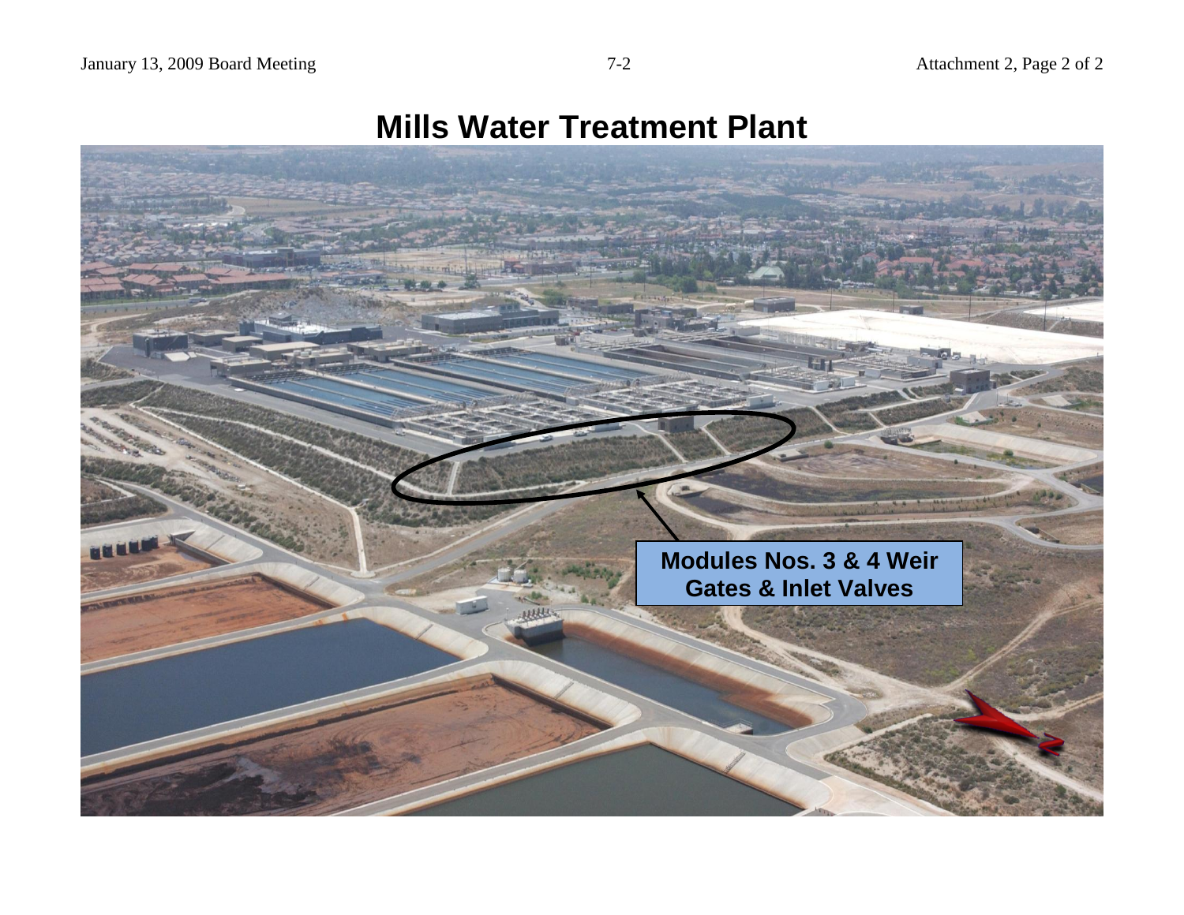# Mills Water Treatment Plant

Modules Nos. 3 & 4 Weir Gates & Inlet Valves